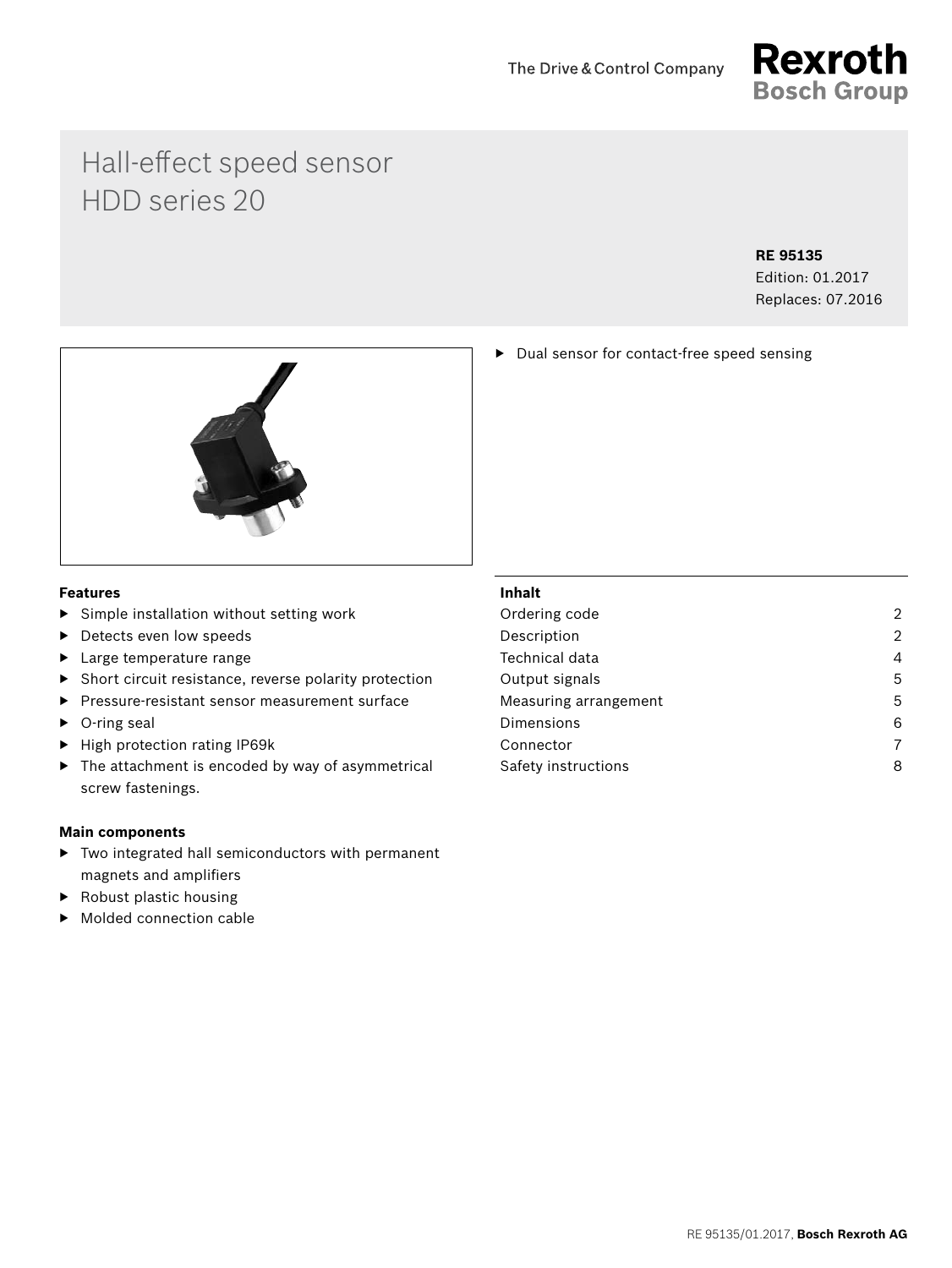# Hall-effect speed sensor HDD series 20

**RE 95135**
Edition: 01.2017
Replaces: 07.2016

- Dual sensor for contact-free speed sensing

### Features

- Simple installation without setting work
- Detects even low speeds
- Large temperature range
- Short circuit resistance, reverse polarity protection
- Pressure-resistant sensor measurement surface
- O-ring seal
- High protection rating IP69k
- The attachment is encoded by way of asymmetrical screw fastenings.

### Main components

- Two integrated hall semiconductors with permanent magnets and amplifiers
- Robust plastic housing
- Molded connection cable

### Inhalt

| | |
|---|---|
| Ordering code | 2 |
| Description | 2 |
| Technical data | 4 |
| Output signals | 5 |
| Measuring arrangement | 5 |
| Dimensions | 6 |
| Connector | 7 |
| Safety instructions | 8 |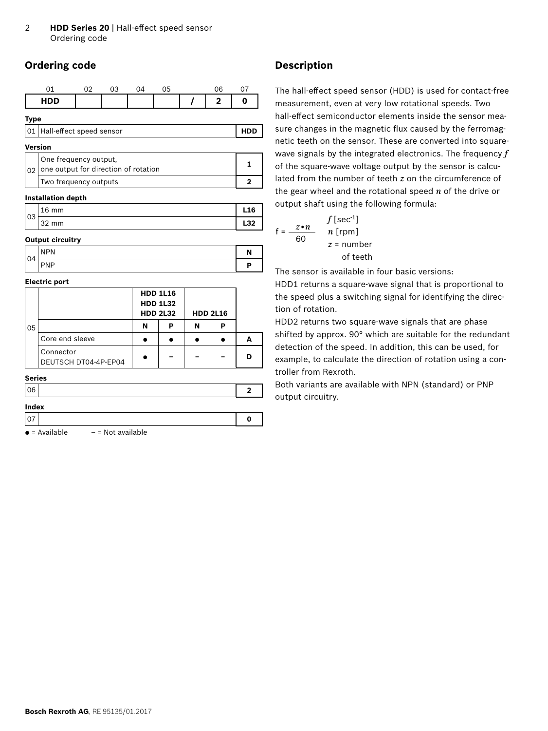## Ordering code

| 01 | 02 | 03 | 04 | 05 | | 06 | 07 |
|---|---|---|---|---|---|---|---|
| HDD | | | | | / | 2 | 0 |

**Type**

| | | |
|---|---|---|
| 01 | Hall-effect speed sensor | **HDD** |

**Version**

| | | |
|---|---|---|
| 02 | One frequency output, one output for direction of rotation | **1** |
| | Two frequency outputs | **2** |

**Installation depth**

| | | |
|---|---|---|
| 03 | 16 mm | **L16** |
| | 32 mm | **L32** |

**Output circuitry**

| | | |
|---|---|---|
| 04 | NPN | **N** |
| | PNP | **P** |

**Electric port**

| | | HDD 1L16 HDD 1L32 HDD 2L32 | | HDD 2L16 | | |
|---|---|---|---|---|---|---|
| 05 | | **N** | **P** | **N** | **P** | |
| | Core end sleeve | ● | ● | ● | ● | **A** |
| | Connector DEUTSCH DT04-4P-EP04 | ● | – | – | – | **D** |

**Series**

| | | |
|---|---|---|
| 06 | | **2** |

**Index**

| | | |
|---|---|---|
| 07 | | **0** |

● = Available – = Not available

## Description

The hall-effect speed sensor (HDD) is used for contact-free measurement, even at very low rotational speeds. Two hall-effect semiconductor elements inside the sensor measure changes in the magnetic flux caused by the ferromagnetic teeth on the sensor. These are converted into square-wave signals by the integrated electronics. The frequency $f$ of the square-wave voltage output by the sensor is calculated from the number of teeth $z$ on the circumference of the gear wheel and the rotational speed $n$ of the drive or output shaft using the following formula:

$$f = \frac{z \cdot n}{60}$$

$f$ [sec$^{-1}$]
$n$ [rpm]
$z$ = number of teeth

The sensor is available in four basic versions:

HDD1 returns a square-wave signal that is proportional to the speed plus a switching signal for identifying the direction of rotation.

HDD2 returns two square-wave signals that are phase shifted by approx. 90° which are suitable for the redundant detection of the speed. In addition, this can be used, for example, to calculate the direction of rotation using a controller from Rexroth.

Both variants are available with NPN (standard) or PNP output circuitry.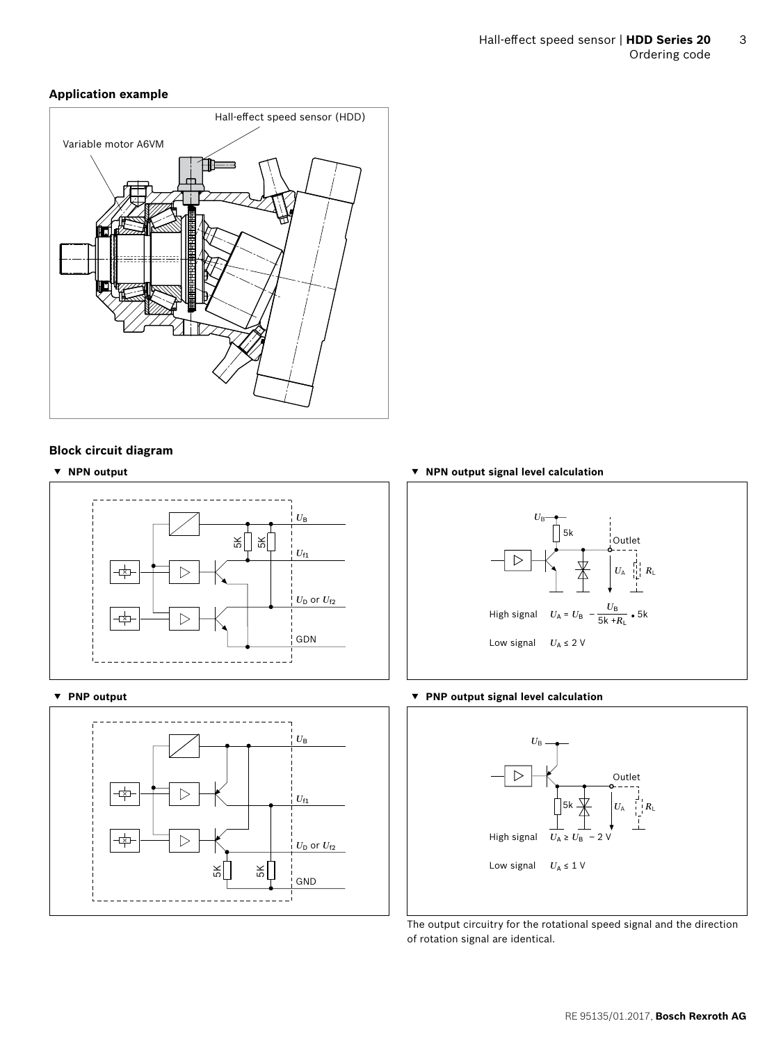## Application example

## Block circuit diagram

▼ **NPN output**

▼ **NPN output signal level calculation**

High signal $U_A = U_B - \frac{U_B}{5k + R_L} \cdot 5k$

Low signal $U_A \leq 2\ V$

▼ **PNP output**

▼ **PNP output signal level calculation**

High signal $U_A \geq U_B - 2\ V$

Low signal $U_A \leq 1\ V$

The output circuitry for the rotational speed signal and the direction of rotation signal are identical.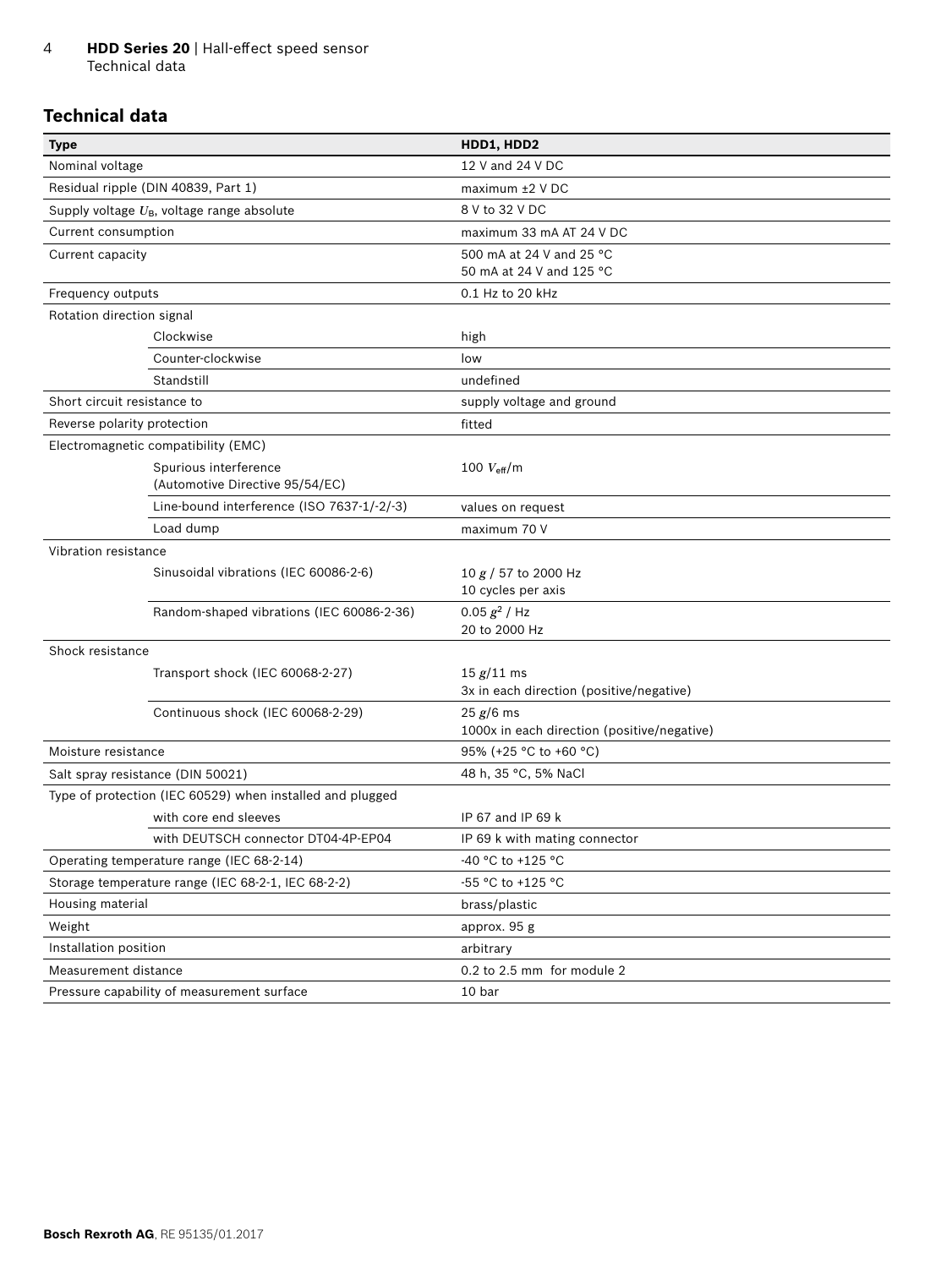## Technical data

| Type | | HDD1, HDD2 |
|---|---|---|
| Nominal voltage | | 12 V and 24 V DC |
| Residual ripple (DIN 40839, Part 1) | | maximum ±2 V DC |
| Supply voltage $U_B$, voltage range absolute | | 8 V to 32 V DC |
| Current consumption | | maximum 33 mA AT 24 V DC |
| Current capacity | | 500 mA at 24 V and 25 °C<br>50 mA at 24 V and 125 °C |
| Frequency outputs | | 0.1 Hz to 20 kHz |
| Rotation direction signal | | |
| | Clockwise | high |
| | Counter-clockwise | low |
| | Standstill | undefined |
| Short circuit resistance to | | supply voltage and ground |
| Reverse polarity protection | | fitted |
| Electromagnetic compatibility (EMC) | | |
| | Spurious interference (Automotive Directive 95/54/EC) | 100 $V_{eff}$/m |
| | Line-bound interference (ISO 7637-1/-2/-3) | values on request |
| | Load dump | maximum 70 V |
| Vibration resistance | | |
| | Sinusoidal vibrations (IEC 60086-2-6) | 10 $g$ / 57 to 2000 Hz<br>10 cycles per axis |
| | Random-shaped vibrations (IEC 60086-2-36) | 0.05 $g^2$ / Hz<br>20 to 2000 Hz |
| Shock resistance | | |
| | Transport shock (IEC 60068-2-27) | 15 $g$/11 ms<br>3x in each direction (positive/negative) |
| | Continuous shock (IEC 60068-2-29) | 25 $g$/6 ms<br>1000x in each direction (positive/negative) |
| Moisture resistance | | 95% (+25 °C to +60 °C) |
| Salt spray resistance (DIN 50021) | | 48 h, 35 °C, 5% NaCl |
| Type of protection (IEC 60529) when installed and plugged | | |
| | with core end sleeves | IP 67 and IP 69 k |
| | with DEUTSCH connector DT04-4P-EP04 | IP 69 k with mating connector |
| Operating temperature range (IEC 68-2-14) | | -40 °C to +125 °C |
| Storage temperature range (IEC 68-2-1, IEC 68-2-2) | | -55 °C to +125 °C |
| Housing material | | brass/plastic |
| Weight | | approx. 95 g |
| Installation position | | arbitrary |
| Measurement distance | | 0.2 to 2.5 mm for module 2 |
| Pressure capability of measurement surface | | 10 bar |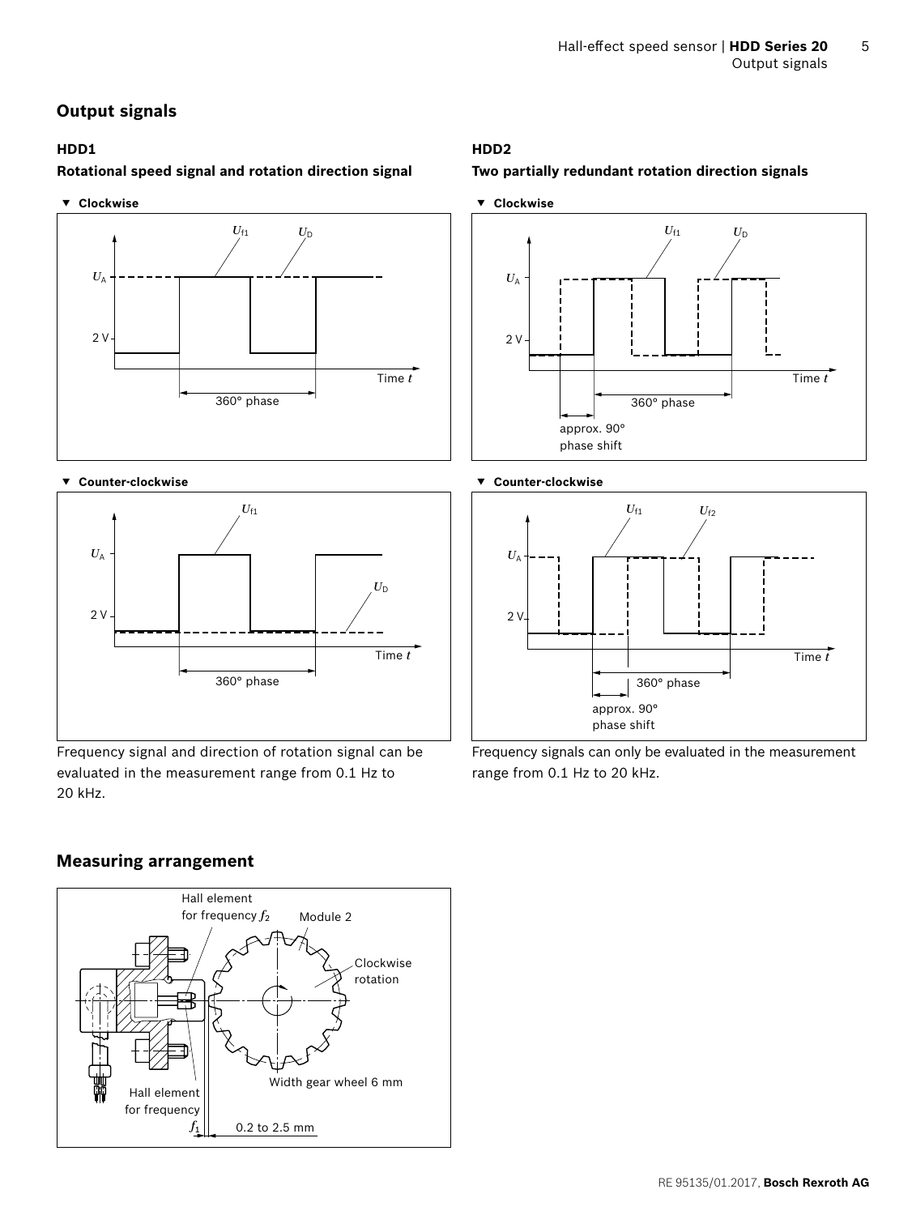## Output signals

### HDD1

**Rotational speed signal and rotation direction signal**

▼ **Clockwise**

▼ **Counter-clockwise**

Frequency signal and direction of rotation signal can be evaluated in the measurement range from 0.1 Hz to 20 kHz.

### HDD2

**Two partially redundant rotation direction signals**

▼ **Clockwise**

▼ **Counter-clockwise**

Frequency signals can only be evaluated in the measurement range from 0.1 Hz to 20 kHz.

## Measuring arrangement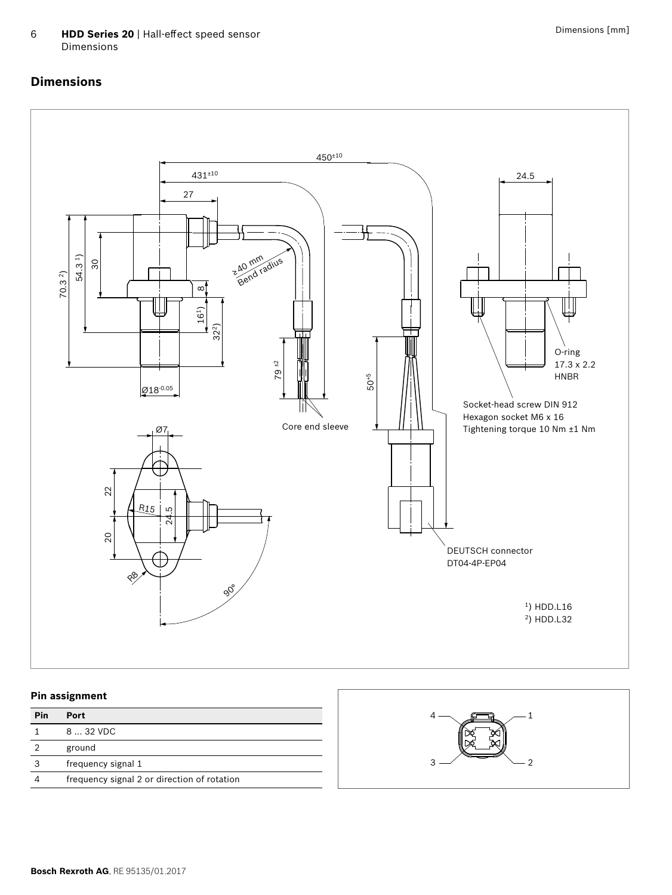## Dimensions

Dimensions [mm]

450±10

431±10

27

24.5

70.3 2)

54.3 1)

30

8

16 1)

32 2)

≥40 mm Bend radius

79 ±2

50+5

Ø18-0.05

Core end sleeve

O-ring 17.3 x 2.2 HNBR

Socket-head screw DIN 912
Hexagon socket M6 x 16
Tightening torque 10 Nm ±1 Nm

Ø7

22

20

R15

24.5

R8

90°

DEUTSCH connector DT04-4P-EP04

1) HDD.L16
2) HDD.L32

### Pin assignment

| Pin | Port |
|---|---|
| 1 | 8 ... 32 VDC |
| 2 | ground |
| 3 | frequency signal 1 |
| 4 | frequency signal 2 or direction of rotation |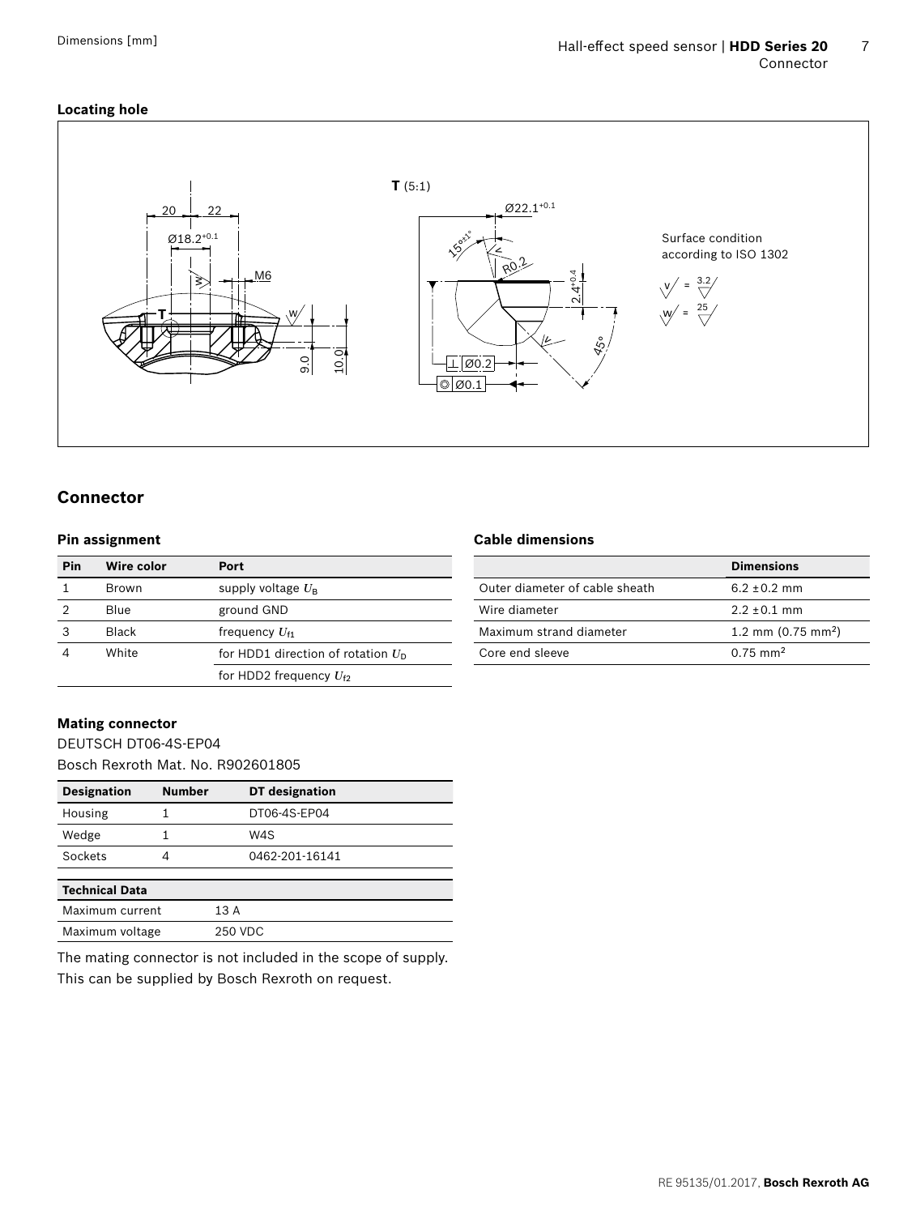Dimensions [mm]

### Locating hole

T (5:1)

Surface condition according to ISO 1302

v = 3.2

w = 25

## Connector

### Pin assignment

| Pin | Wire color | Port |
|---|---|---|
| 1 | Brown | supply voltage $U_B$ |
| 2 | Blue | ground GND |
| 3 | Black | frequency $U_{f1}$ |
| 4 | White | for HDD1 direction of rotation $U_D$ |
| | | for HDD2 frequency $U_{f2}$ |

### Cable dimensions

| | Dimensions |
|---|---|
| Outer diameter of cable sheath | 6.2 ±0.2 mm |
| Wire diameter | 2.2 ±0.1 mm |
| Maximum strand diameter | 1.2 mm (0.75 mm²) |
| Core end sleeve | 0.75 mm² |

### Mating connector

DEUTSCH DT06-4S-EP04

Bosch Rexroth Mat. No. R902601805

| Designation | Number | DT designation |
|---|---|---|
| Housing | 1 | DT06-4S-EP04 |
| Wedge | 1 | W4S |
| Sockets | 4 | 0462-201-16141 |

| Technical Data | |
|---|---|
| Maximum current | 13 A |
| Maximum voltage | 250 VDC |

The mating connector is not included in the scope of supply. This can be supplied by Bosch Rexroth on request.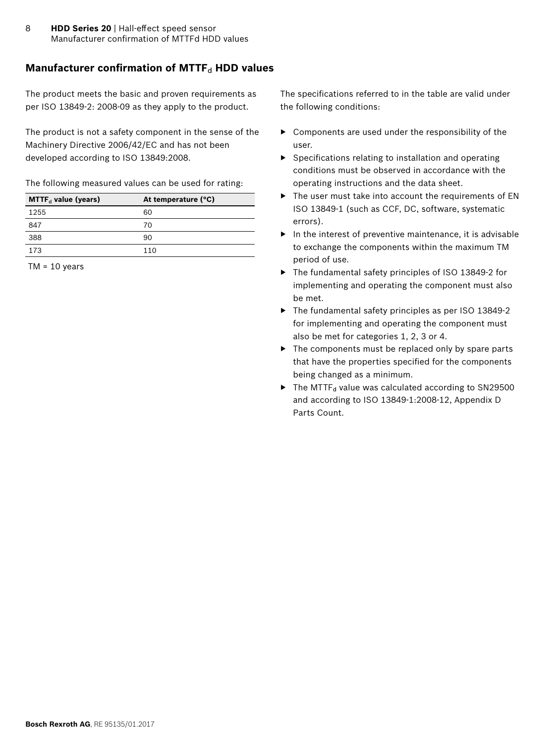## Manufacturer confirmation of $MTTF_d$ HDD values

The product meets the basic and proven requirements as per ISO 13849-2: 2008-09 as they apply to the product.

The product is not a safety component in the sense of the Machinery Directive 2006/42/EC and has not been developed according to ISO 13849:2008.

The following measured values can be used for rating:

| $MTTF_d$ value (years) | At temperature (°C) |
|---|---|
| 1255 | 60 |
| 847 | 70 |
| 388 | 90 |
| 173 | 110 |

TM = 10 years

The specifications referred to in the table are valid under the following conditions:

- Components are used under the responsibility of the user.
- Specifications relating to installation and operating conditions must be observed in accordance with the operating instructions and the data sheet.
- The user must take into account the requirements of EN ISO 13849-1 (such as CCF, DC, software, systematic errors).
- In the interest of preventive maintenance, it is advisable to exchange the components within the maximum TM period of use.
- The fundamental safety principles of ISO 13849-2 for implementing and operating the component must also be met.
- The fundamental safety principles as per ISO 13849-2 for implementing and operating the component must also be met for categories 1, 2, 3 or 4.
- The components must be replaced only by spare parts that have the properties specified for the components being changed as a minimum.
- The $MTTF_d$ value was calculated according to SN29500 and according to ISO 13849-1:2008-12, Appendix D Parts Count.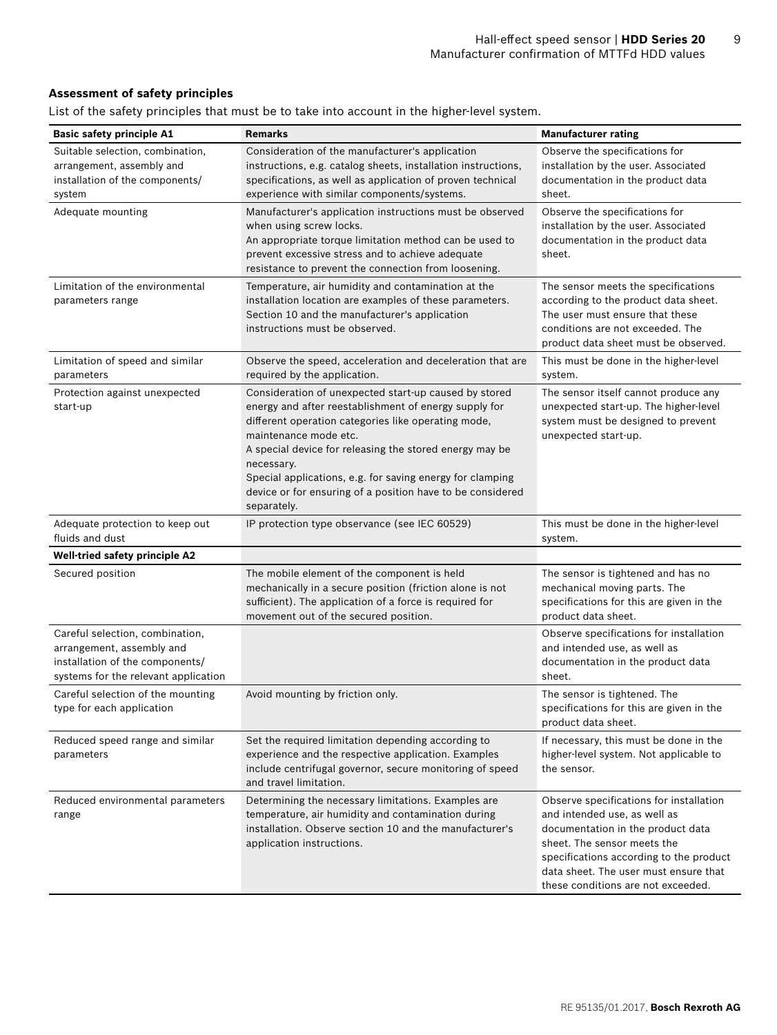### Assessment of safety principles

List of the safety principles that must be to take into account in the higher-level system.

| Basic safety principle A1 | Remarks | Manufacturer rating |
|---|---|---|
| Suitable selection, combination, arrangement, assembly and installation of the components/ system | Consideration of the manufacturer's application instructions, e.g. catalog sheets, installation instructions, specifications, as well as application of proven technical experience with similar components/systems. | Observe the specifications for installation by the user. Associated documentation in the product data sheet. |
| Adequate mounting | Manufacturer's application instructions must be observed when using screw locks. An appropriate torque limitation method can be used to prevent excessive stress and to achieve adequate resistance to prevent the connection from loosening. | Observe the specifications for installation by the user. Associated documentation in the product data sheet. |
| Limitation of the environmental parameters range | Temperature, air humidity and contamination at the installation location are examples of these parameters. Section 10 and the manufacturer's application instructions must be observed. | The sensor meets the specifications according to the product data sheet. The user must ensure that these conditions are not exceeded. The product data sheet must be observed. |
| Limitation of speed and similar parameters | Observe the speed, acceleration and deceleration that are required by the application. | This must be done in the higher-level system. |
| Protection against unexpected start-up | Consideration of unexpected start-up caused by stored energy and after reestablishment of energy supply for different operation categories like operating mode, maintenance mode etc. A special device for releasing the stored energy may be necessary. Special applications, e.g. for saving energy for clamping device or for ensuring of a position have to be considered separately. | The sensor itself cannot produce any unexpected start-up. The higher-level system must be designed to prevent unexpected start-up. |
| Adequate protection to keep out fluids and dust | IP protection type observance (see IEC 60529) | This must be done in the higher-level system. |
| **Well-tried safety principle A2** | | |
| Secured position | The mobile element of the component is held mechanically in a secure position (friction alone is not sufficient). The application of a force is required for movement out of the secured position. | The sensor is tightened and has no mechanical moving parts. The specifications for this are given in the product data sheet. |
| Careful selection, combination, arrangement, assembly and installation of the components/ systems for the relevant application | | Observe specifications for installation and intended use, as well as documentation in the product data sheet. |
| Careful selection of the mounting type for each application | Avoid mounting by friction only. | The sensor is tightened. The specifications for this are given in the product data sheet. |
| Reduced speed range and similar parameters | Set the required limitation depending according to experience and the respective application. Examples include centrifugal governor, secure monitoring of speed and travel limitation. | If necessary, this must be done in the higher-level system. Not applicable to the sensor. |
| Reduced environmental parameters range | Determining the necessary limitations. Examples are temperature, air humidity and contamination during installation. Observe section 10 and the manufacturer's application instructions. | Observe specifications for installation and intended use, as well as documentation in the product data sheet. The sensor meets the specifications according to the product data sheet. The user must ensure that these conditions are not exceeded. |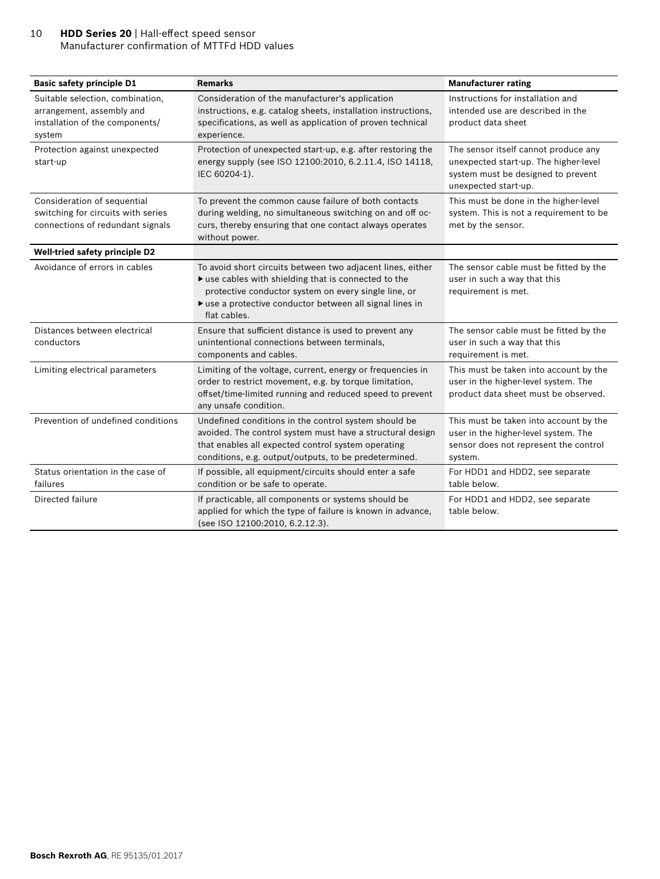| Basic safety principle D1 | Remarks | Manufacturer rating |
|---|---|---|
| Suitable selection, combination, arrangement, assembly and installation of the components/ system | Consideration of the manufacturer's application instructions, e.g. catalog sheets, installation instructions, specifications, as well as application of proven technical experience. | Instructions for installation and intended use are described in the product data sheet |
| Protection against unexpected start-up | Protection of unexpected start-up, e.g. after restoring the energy supply (see ISO 12100:2010, 6.2.11.4, ISO 14118, IEC 60204-1). | The sensor itself cannot produce any unexpected start-up. The higher-level system must be designed to prevent unexpected start-up. |
| Consideration of sequential switching for circuits with series connections of redundant signals | To prevent the common cause failure of both contacts during welding, no simultaneous switching on and off occurs, thereby ensuring that one contact always operates without power. | This must be done in the higher-level system. This is not a requirement to be met by the sensor. |
| **Well-tried safety principle D2** | | |
| Avoidance of errors in cables | To avoid short circuits between two adjacent lines, either ▶ use cables with shielding that is connected to the protective conductor system on every single line, or ▶ use a protective conductor between all signal lines in flat cables. | The sensor cable must be fitted by the user in such a way that this requirement is met. |
| Distances between electrical conductors | Ensure that sufficient distance is used to prevent any unintentional connections between terminals, components and cables. | The sensor cable must be fitted by the user in such a way that this requirement is met. |
| Limiting electrical parameters | Limiting of the voltage, current, energy or frequencies in order to restrict movement, e.g. by torque limitation, offset/time-limited running and reduced speed to prevent any unsafe condition. | This must be taken into account by the user in the higher-level system. The product data sheet must be observed. |
| Prevention of undefined conditions | Undefined conditions in the control system should be avoided. The control system must have a structural design that enables all expected control system operating conditions, e.g. output/outputs, to be predetermined. | This must be taken into account by the user in the higher-level system. The sensor does not represent the control system. |
| Status orientation in the case of failures | If possible, all equipment/circuits should enter a safe condition or be safe to operate. | For HDD1 and HDD2, see separate table below. |
| Directed failure | If practicable, all components or systems should be applied for which the type of failure is known in advance, (see ISO 12100:2010, 6.2.12.3). | For HDD1 and HDD2, see separate table below. |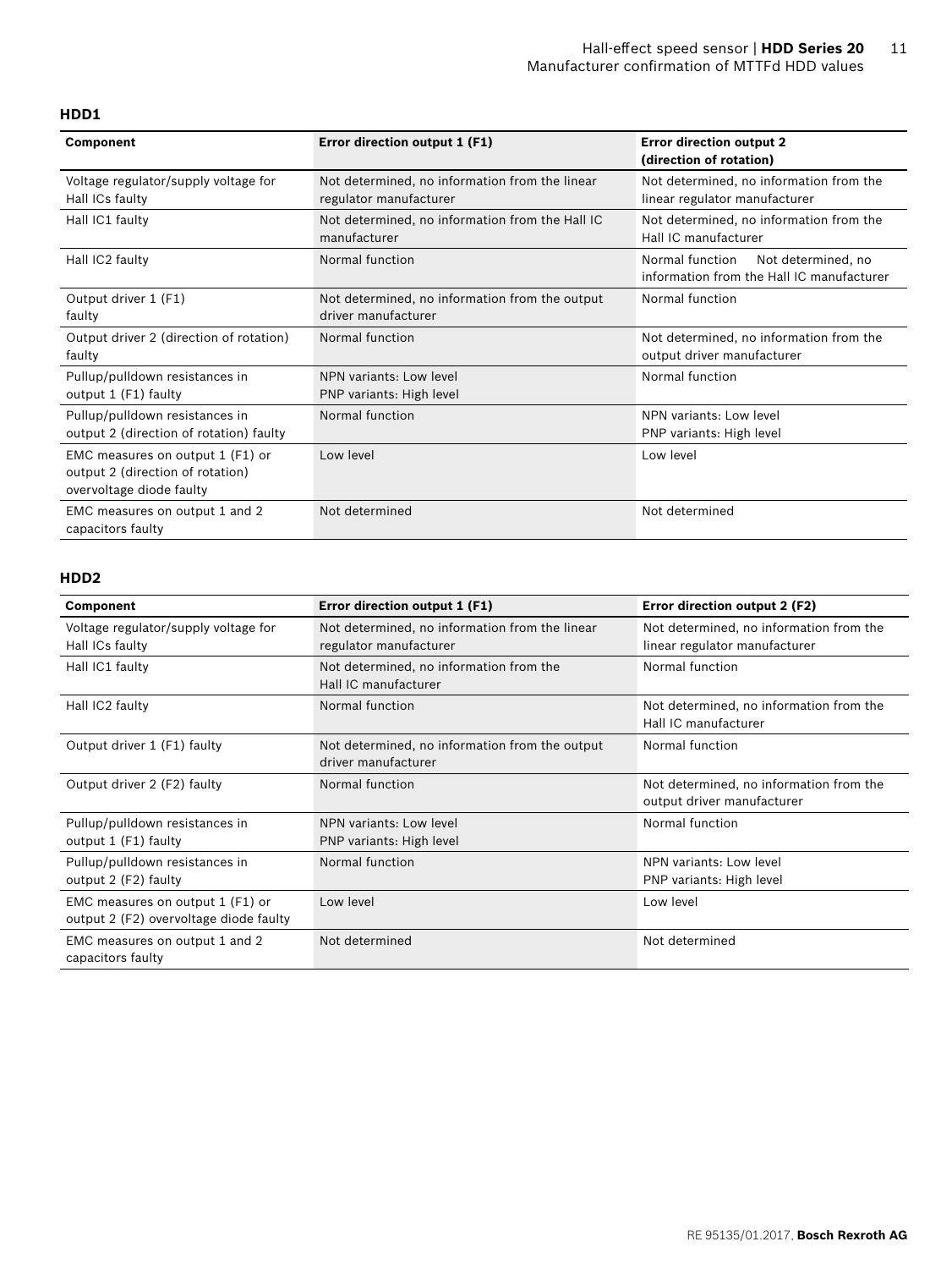### HDD1

| Component | Error direction output 1 (F1) | Error direction output 2 (direction of rotation) |
| --- | --- | --- |
| Voltage regulator/supply voltage for Hall ICs faulty | Not determined, no information from the linear regulator manufacturer | Not determined, no information from the linear regulator manufacturer |
| Hall IC1 faulty | Not determined, no information from the Hall IC manufacturer | Not determined, no information from the Hall IC manufacturer |
| Hall IC2 faulty | Normal function | Normal function Not determined, no information from the Hall IC manufacturer |
| Output driver 1 (F1) faulty | Not determined, no information from the output driver manufacturer | Normal function |
| Output driver 2 (direction of rotation) faulty | Normal function | Not determined, no information from the output driver manufacturer |
| Pullup/pulldown resistances in output 1 (F1) faulty | NPN variants: Low level<br>PNP variants: High level | Normal function |
| Pullup/pulldown resistances in output 2 (direction of rotation) faulty | Normal function | NPN variants: Low level<br>PNP variants: High level |
| EMC measures on output 1 (F1) or output 2 (direction of rotation) overvoltage diode faulty | Low level | Low level |
| EMC measures on output 1 and 2 capacitors faulty | Not determined | Not determined |

### HDD2

| Component | Error direction output 1 (F1) | Error direction output 2 (F2) |
| --- | --- | --- |
| Voltage regulator/supply voltage for Hall ICs faulty | Not determined, no information from the linear regulator manufacturer | Not determined, no information from the linear regulator manufacturer |
| Hall IC1 faulty | Not determined, no information from the Hall IC manufacturer | Normal function |
| Hall IC2 faulty | Normal function | Not determined, no information from the Hall IC manufacturer |
| Output driver 1 (F1) faulty | Not determined, no information from the output driver manufacturer | Normal function |
| Output driver 2 (F2) faulty | Normal function | Not determined, no information from the output driver manufacturer |
| Pullup/pulldown resistances in output 1 (F1) faulty | NPN variants: Low level<br>PNP variants: High level | Normal function |
| Pullup/pulldown resistances in output 2 (F2) faulty | Normal function | NPN variants: Low level<br>PNP variants: High level |
| EMC measures on output 1 (F1) or output 2 (F2) overvoltage diode faulty | Low level | Low level |
| EMC measures on output 1 and 2 capacitors faulty | Not determined | Not determined |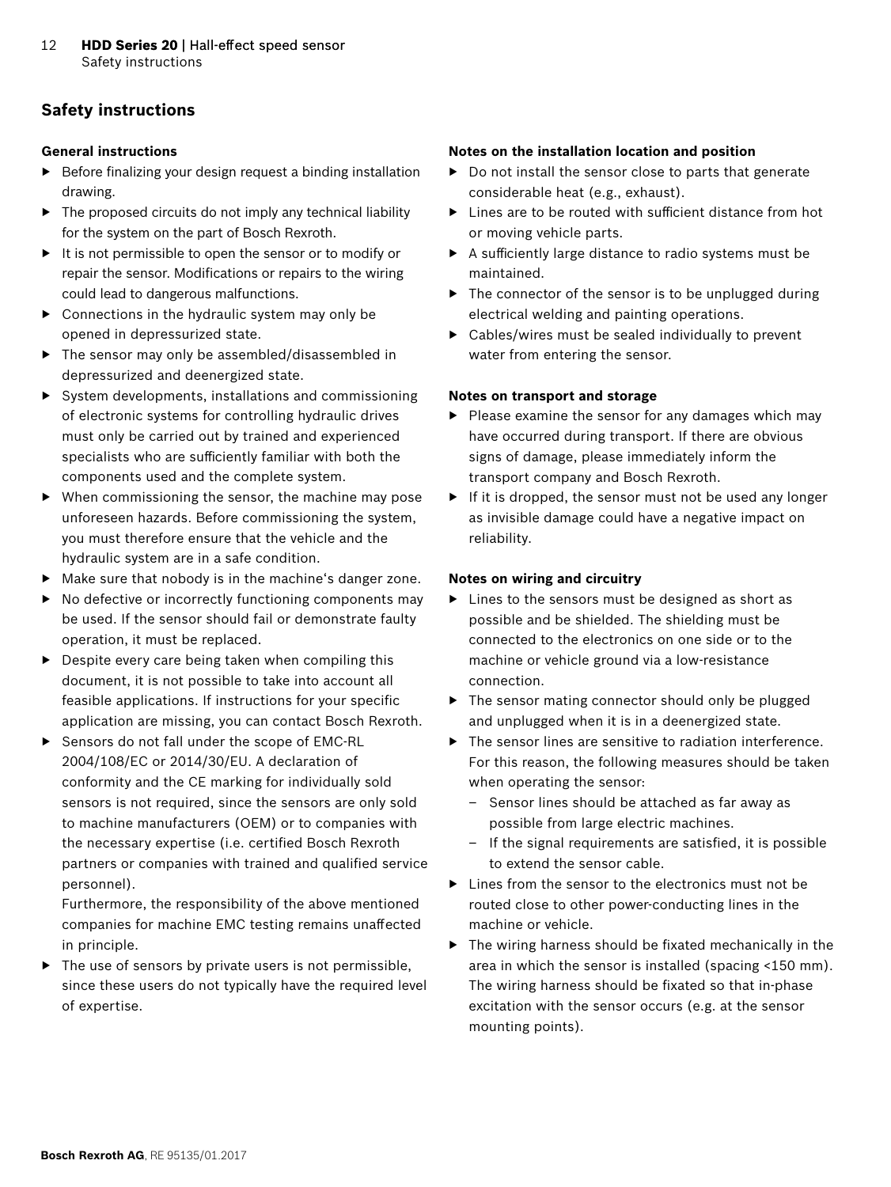## Safety instructions

### General instructions

- Before finalizing your design request a binding installation drawing.
- The proposed circuits do not imply any technical liability for the system on the part of Bosch Rexroth.
- It is not permissible to open the sensor or to modify or repair the sensor. Modifications or repairs to the wiring could lead to dangerous malfunctions.
- Connections in the hydraulic system may only be opened in depressurized state.
- The sensor may only be assembled/disassembled in depressurized and deenergized state.
- System developments, installations and commissioning of electronic systems for controlling hydraulic drives must only be carried out by trained and experienced specialists who are sufficiently familiar with both the components used and the complete system.
- When commissioning the sensor, the machine may pose unforeseen hazards. Before commissioning the system, you must therefore ensure that the vehicle and the hydraulic system are in a safe condition.
- Make sure that nobody is in the machine's danger zone.
- No defective or incorrectly functioning components may be used. If the sensor should fail or demonstrate faulty operation, it must be replaced.
- Despite every care being taken when compiling this document, it is not possible to take into account all feasible applications. If instructions for your specific application are missing, you can contact Bosch Rexroth.
- Sensors do not fall under the scope of EMC-RL 2004/108/EC or 2014/30/EU. A declaration of conformity and the CE marking for individually sold sensors is not required, since the sensors are only sold to machine manufacturers (OEM) or to companies with the necessary expertise (i.e. certified Bosch Rexroth partners or companies with trained and qualified service personnel).

  Furthermore, the responsibility of the above mentioned companies for machine EMC testing remains unaffected in principle.
- The use of sensors by private users is not permissible, since these users do not typically have the required level of expertise.

### Notes on the installation location and position

- Do not install the sensor close to parts that generate considerable heat (e.g., exhaust).
- Lines are to be routed with sufficient distance from hot or moving vehicle parts.
- A sufficiently large distance to radio systems must be maintained.
- The connector of the sensor is to be unplugged during electrical welding and painting operations.
- Cables/wires must be sealed individually to prevent water from entering the sensor.

### Notes on transport and storage

- Please examine the sensor for any damages which may have occurred during transport. If there are obvious signs of damage, please immediately inform the transport company and Bosch Rexroth.
- If it is dropped, the sensor must not be used any longer as invisible damage could have a negative impact on reliability.

### Notes on wiring and circuitry

- Lines to the sensors must be designed as short as possible and be shielded. The shielding must be connected to the electronics on one side or to the machine or vehicle ground via a low-resistance connection.
- The sensor mating connector should only be plugged and unplugged when it is in a deenergized state.
- The sensor lines are sensitive to radiation interference. For this reason, the following measures should be taken when operating the sensor:
  - Sensor lines should be attached as far away as possible from large electric machines.
  - If the signal requirements are satisfied, it is possible to extend the sensor cable.
- Lines from the sensor to the electronics must not be routed close to other power-conducting lines in the machine or vehicle.
- The wiring harness should be fixated mechanically in the area in which the sensor is installed (spacing <150 mm). The wiring harness should be fixated so that in-phase excitation with the sensor occurs (e.g. at the sensor mounting points).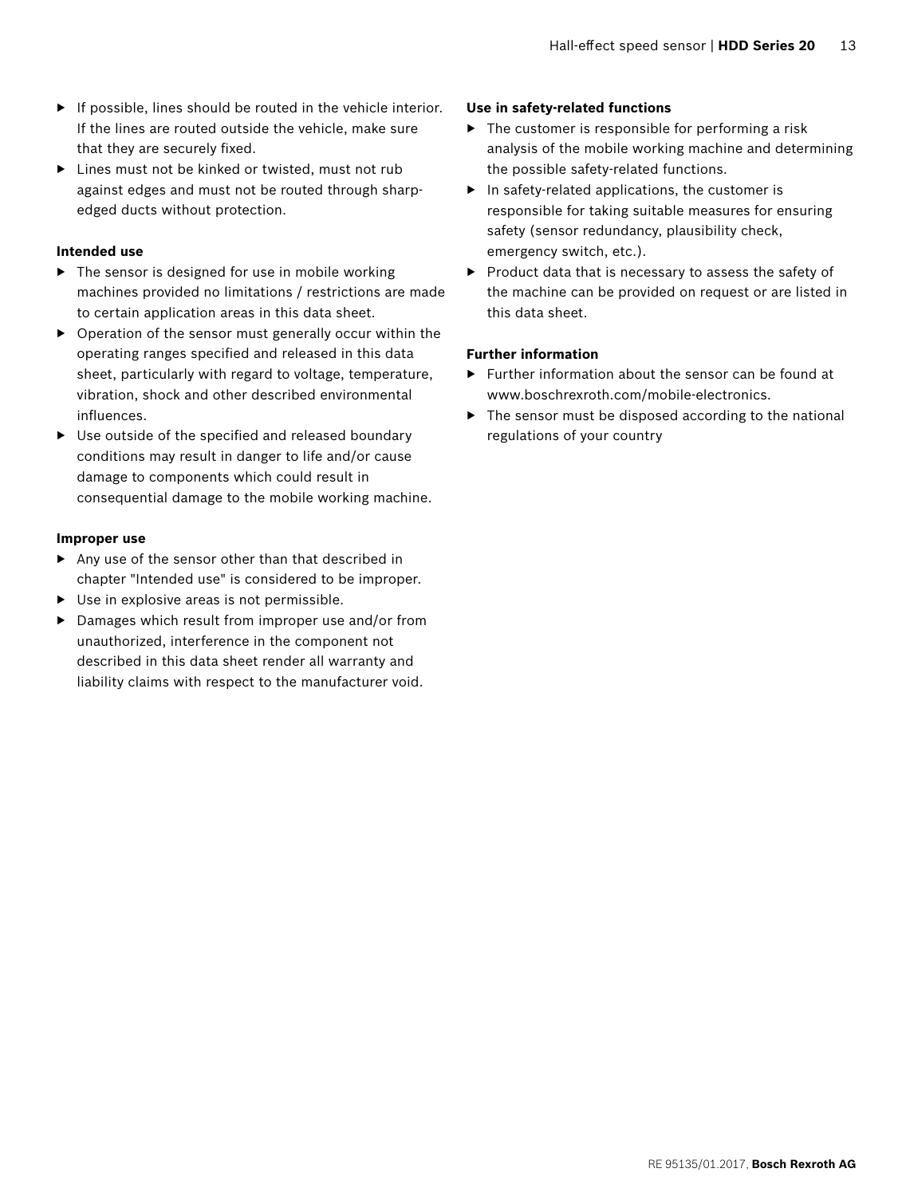- If possible, lines should be routed in the vehicle interior. If the lines are routed outside the vehicle, make sure that they are securely fixed.
- Lines must not be kinked or twisted, must not rub against edges and must not be routed through sharp-edged ducts without protection.

**Intended use**

- The sensor is designed for use in mobile working machines provided no limitations / restrictions are made to certain application areas in this data sheet.
- Operation of the sensor must generally occur within the operating ranges specified and released in this data sheet, particularly with regard to voltage, temperature, vibration, shock and other described environmental influences.
- Use outside of the specified and released boundary conditions may result in danger to life and/or cause damage to components which could result in consequential damage to the mobile working machine.

**Improper use**

- Any use of the sensor other than that described in chapter "Intended use" is considered to be improper.
- Use in explosive areas is not permissible.
- Damages which result from improper use and/or from unauthorized, interference in the component not described in this data sheet render all warranty and liability claims with respect to the manufacturer void.

**Use in safety-related functions**

- The customer is responsible for performing a risk analysis of the mobile working machine and determining the possible safety-related functions.
- In safety-related applications, the customer is responsible for taking suitable measures for ensuring safety (sensor redundancy, plausibility check, emergency switch, etc.).
- Product data that is necessary to assess the safety of the machine can be provided on request or are listed in this data sheet.

**Further information**

- Further information about the sensor can be found at www.boschrexroth.com/mobile-electronics.
- The sensor must be disposed according to the national regulations of your country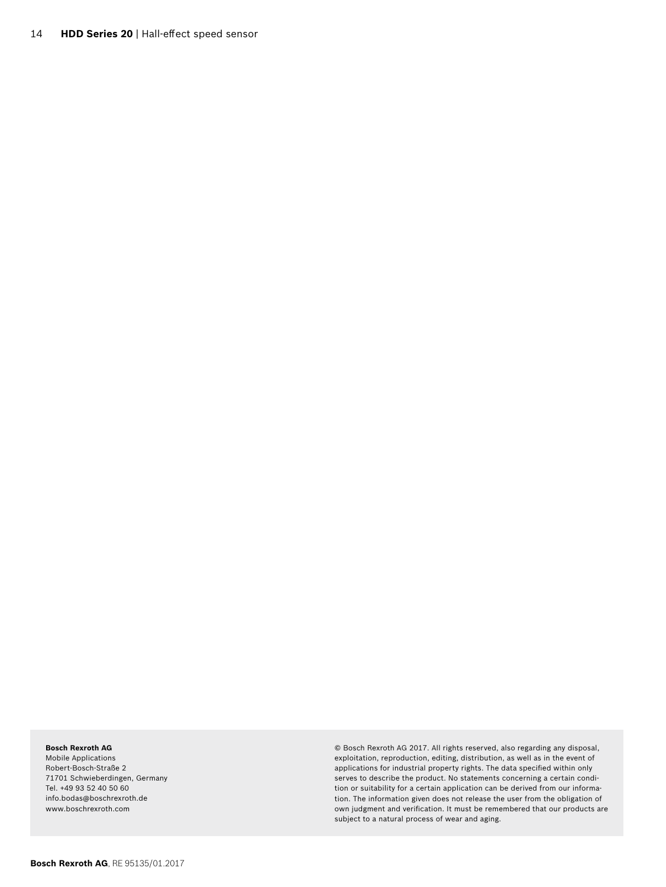**Bosch Rexroth AG**
Mobile Applications
Robert-Bosch-Straße 2
71701 Schwieberdingen, Germany
Tel. +49 93 52 40 50 60
info.bodas@boschrexroth.de
www.boschrexroth.com

© Bosch Rexroth AG 2017. All rights reserved, also regarding any disposal, exploitation, reproduction, editing, distribution, as well as in the event of applications for industrial property rights. The data specified within only serves to describe the product. No statements concerning a certain condition or suitability for a certain application can be derived from our information. The information given does not release the user from the obligation of own judgment and verification. It must be remembered that our products are subject to a natural process of wear and aging.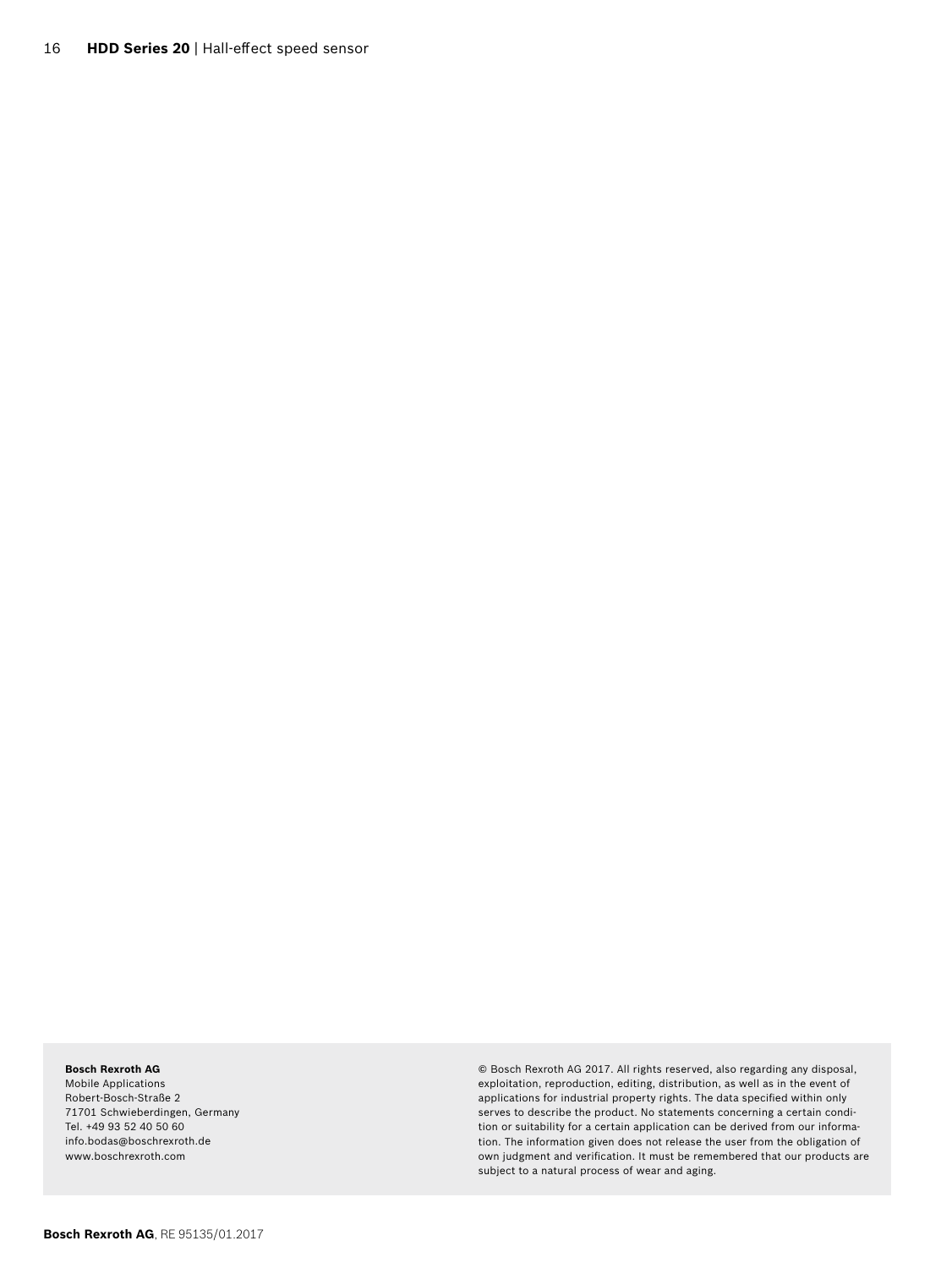**Bosch Rexroth AG**
Mobile Applications
Robert-Bosch-Straße 2
71701 Schwieberdingen, Germany
Tel. +49 93 52 40 50 60
info.bodas@boschrexroth.de
www.boschrexroth.com

© Bosch Rexroth AG 2017. All rights reserved, also regarding any disposal, exploitation, reproduction, editing, distribution, as well as in the event of applications for industrial property rights. The data specified within only serves to describe the product. No statements concerning a certain condition or suitability for a certain application can be derived from our information. The information given does not release the user from the obligation of own judgment and verification. It must be remembered that our products are subject to a natural process of wear and aging.